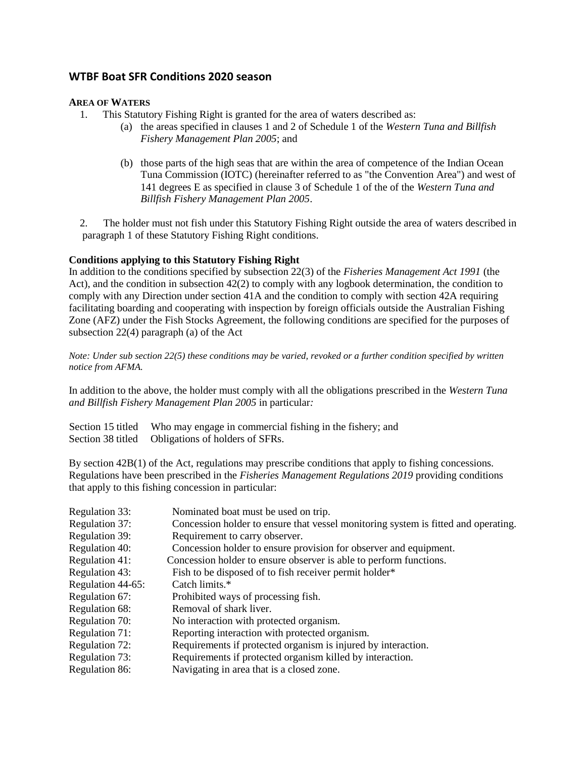## WTBF Boat SFR Conditions 2020 season

**AREA OF WATERS**

1. This Statutory Fishing Right is granted for the area of waters described as:
   (a) the areas specified in clauses 1 and 2 of Schedule 1 of the *Western Tuna and Billfish Fishery Management Plan 2005*; and

   (b) those parts of the high seas that are within the area of competence of the Indian Ocean Tuna Commission (IOTC) (hereinafter referred to as "the Convention Area") and west of 141 degrees E as specified in clause 3 of Schedule 1 of the of the *Western Tuna and Billfish Fishery Management Plan 2005*.

2. The holder must not fish under this Statutory Fishing Right outside the area of waters described in paragraph 1 of these Statutory Fishing Right conditions.

**Conditions applying to this Statutory Fishing Right**

In addition to the conditions specified by subsection 22(3) of the *Fisheries Management Act 1991* (the Act), and the condition in subsection 42(2) to comply with any logbook determination, the condition to comply with any Direction under section 41A and the condition to comply with section 42A requiring facilitating boarding and cooperating with inspection by foreign officials outside the Australian Fishing Zone (AFZ) under the Fish Stocks Agreement, the following conditions are specified for the purposes of subsection 22(4) paragraph (a) of the Act

*Note: Under sub section 22(5) these conditions may be varied, revoked or a further condition specified by written notice from AFMA.*

In addition to the above, the holder must comply with all the obligations prescribed in the *Western Tuna and Billfish Fishery Management Plan 2005* in particular*:*

Section 15 titled Who may engage in commercial fishing in the fishery; and
Section 38 titled Obligations of holders of SFRs.

By section 42B(1) of the Act, regulations may prescribe conditions that apply to fishing concessions. Regulations have been prescribed in the *Fisheries Management Regulations 2019* providing conditions that apply to this fishing concession in particular:

Regulation 33: Nominated boat must be used on trip.
Regulation 37: Concession holder to ensure that vessel monitoring system is fitted and operating.
Regulation 39: Requirement to carry observer.
Regulation 40: Concession holder to ensure provision for observer and equipment.
Regulation 41: Concession holder to ensure observer is able to perform functions.
Regulation 43: Fish to be disposed of to fish receiver permit holder*
Regulation 44-65: Catch limits.*
Regulation 67: Prohibited ways of processing fish.
Regulation 68: Removal of shark liver.
Regulation 70: No interaction with protected organism.
Regulation 71: Reporting interaction with protected organism.
Regulation 72: Requirements if protected organism is injured by interaction.
Regulation 73: Requirements if protected organism killed by interaction.
Regulation 86: Navigating in area that is a closed zone.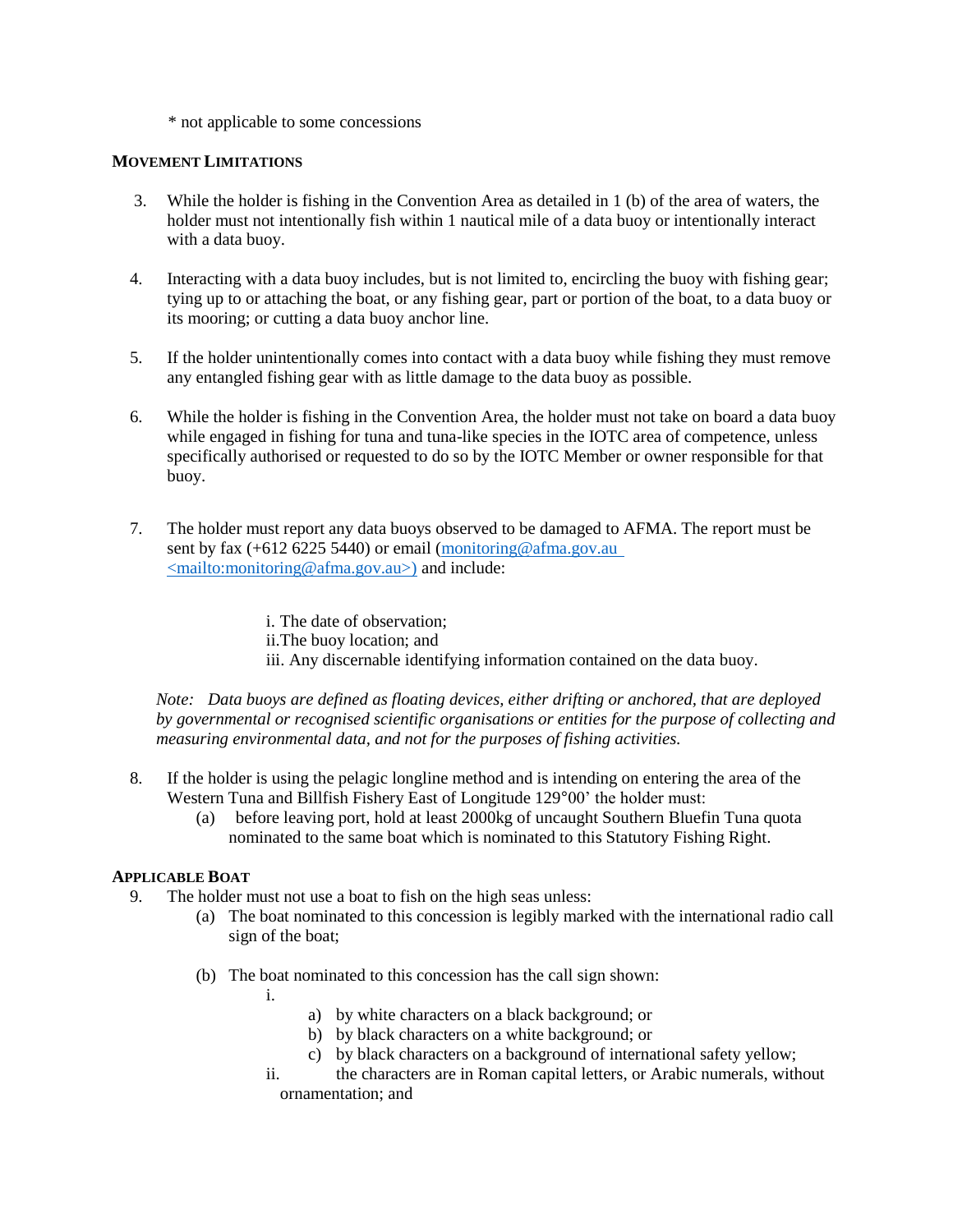\* not applicable to some concessions

**MOVEMENT LIMITATIONS**

3. While the holder is fishing in the Convention Area as detailed in 1 (b) of the area of waters, the holder must not intentionally fish within 1 nautical mile of a data buoy or intentionally interact with a data buoy.

4. Interacting with a data buoy includes, but is not limited to, encircling the buoy with fishing gear; tying up to or attaching the boat, or any fishing gear, part or portion of the boat, to a data buoy or its mooring; or cutting a data buoy anchor line.

5. If the holder unintentionally comes into contact with a data buoy while fishing they must remove any entangled fishing gear with as little damage to the data buoy as possible.

6. While the holder is fishing in the Convention Area, the holder must not take on board a data buoy while engaged in fishing for tuna and tuna-like species in the IOTC area of competence, unless specifically authorised or requested to do so by the IOTC Member or owner responsible for that buoy.

7. The holder must report any data buoys observed to be damaged to AFMA. The report must be sent by fax (+612 6225 5440) or email (monitoring@afma.gov.au <mailto:monitoring@afma.gov.au>) and include:

   i. The date of observation;
   ii. The buoy location; and
   iii. Any discernable identifying information contained on the data buoy.

*Note: Data buoys are defined as floating devices, either drifting or anchored, that are deployed by governmental or recognised scientific organisations or entities for the purpose of collecting and measuring environmental data, and not for the purposes of fishing activities.*

8. If the holder is using the pelagic longline method and is intending on entering the area of the Western Tuna and Billfish Fishery East of Longitude 129°00' the holder must:
   (a) before leaving port, hold at least 2000kg of uncaught Southern Bluefin Tuna quota nominated to the same boat which is nominated to this Statutory Fishing Right.

**APPLICABLE BOAT**

9. The holder must not use a boat to fish on the high seas unless:
   (a) The boat nominated to this concession is legibly marked with the international radio call sign of the boat;

   (b) The boat nominated to this concession has the call sign shown:
      i.
         a) by white characters on a black background; or
         b) by black characters on a white background; or
         c) by black characters on a background of international safety yellow;
      ii. the characters are in Roman capital letters, or Arabic numerals, without ornamentation; and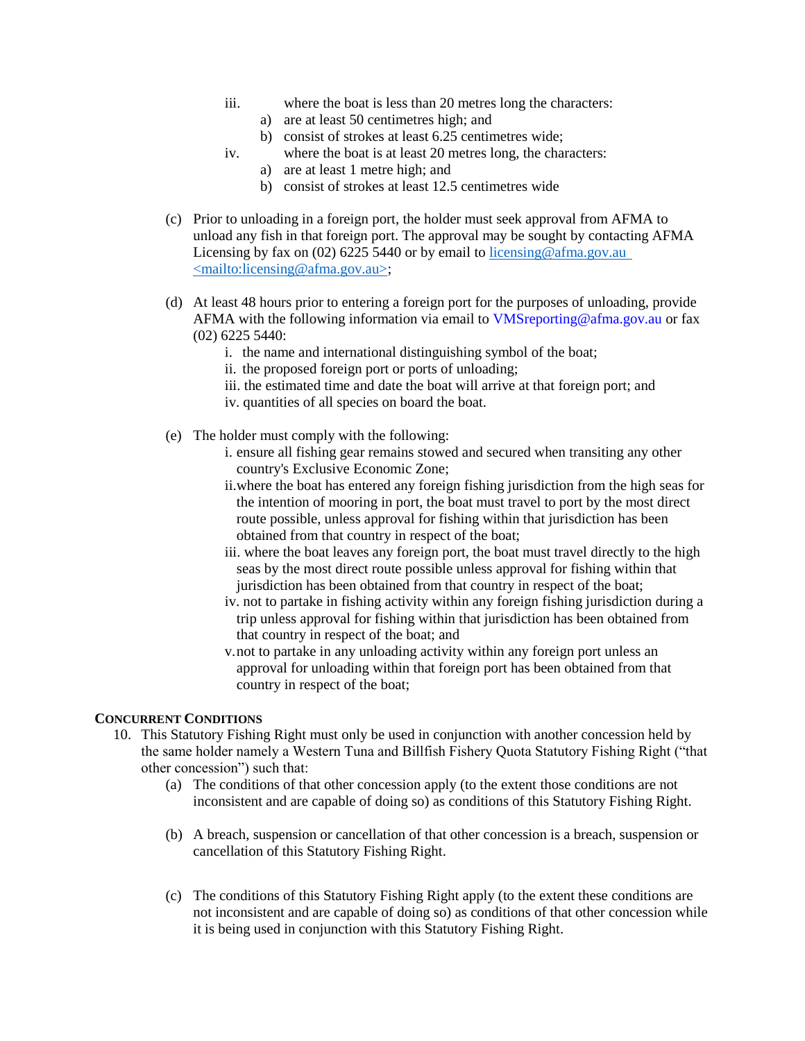iii. where the boat is less than 20 metres long the characters:
   a) are at least 50 centimetres high; and
   b) consist of strokes at least 6.25 centimetres wide;

iv. where the boat is at least 20 metres long, the characters:
   a) are at least 1 metre high; and
   b) consist of strokes at least 12.5 centimetres wide

(c) Prior to unloading in a foreign port, the holder must seek approval from AFMA to unload any fish in that foreign port. The approval may be sought by contacting AFMA Licensing by fax on (02) 6225 5440 or by email to licensing@afma.gov.au <mailto:licensing@afma.gov.au>;

(d) At least 48 hours prior to entering a foreign port for the purposes of unloading, provide AFMA with the following information via email to VMSreporting@afma.gov.au or fax (02) 6225 5440:

   i. the name and international distinguishing symbol of the boat;
   ii. the proposed foreign port or ports of unloading;
   iii. the estimated time and date the boat will arrive at that foreign port; and
   iv. quantities of all species on board the boat.

(e) The holder must comply with the following:

   i. ensure all fishing gear remains stowed and secured when transiting any other country's Exclusive Economic Zone;
   ii. where the boat has entered any foreign fishing jurisdiction from the high seas for the intention of mooring in port, the boat must travel to port by the most direct route possible, unless approval for fishing within that jurisdiction has been obtained from that country in respect of the boat;
   iii. where the boat leaves any foreign port, the boat must travel directly to the high seas by the most direct route possible unless approval for fishing within that jurisdiction has been obtained from that country in respect of the boat;
   iv. not to partake in fishing activity within any foreign fishing jurisdiction during a trip unless approval for fishing within that jurisdiction has been obtained from that country in respect of the boat; and
   v. not to partake in any unloading activity within any foreign port unless an approval for unloading within that foreign port has been obtained from that country in respect of the boat;

**CONCURRENT CONDITIONS**

10. This Statutory Fishing Right must only be used in conjunction with another concession held by the same holder namely a Western Tuna and Billfish Fishery Quota Statutory Fishing Right ("that other concession") such that:

   (a) The conditions of that other concession apply (to the extent those conditions are not inconsistent and are capable of doing so) as conditions of this Statutory Fishing Right.

   (b) A breach, suspension or cancellation of that other concession is a breach, suspension or cancellation of this Statutory Fishing Right.

   (c) The conditions of this Statutory Fishing Right apply (to the extent these conditions are not inconsistent and are capable of doing so) as conditions of that other concession while it is being used in conjunction with this Statutory Fishing Right.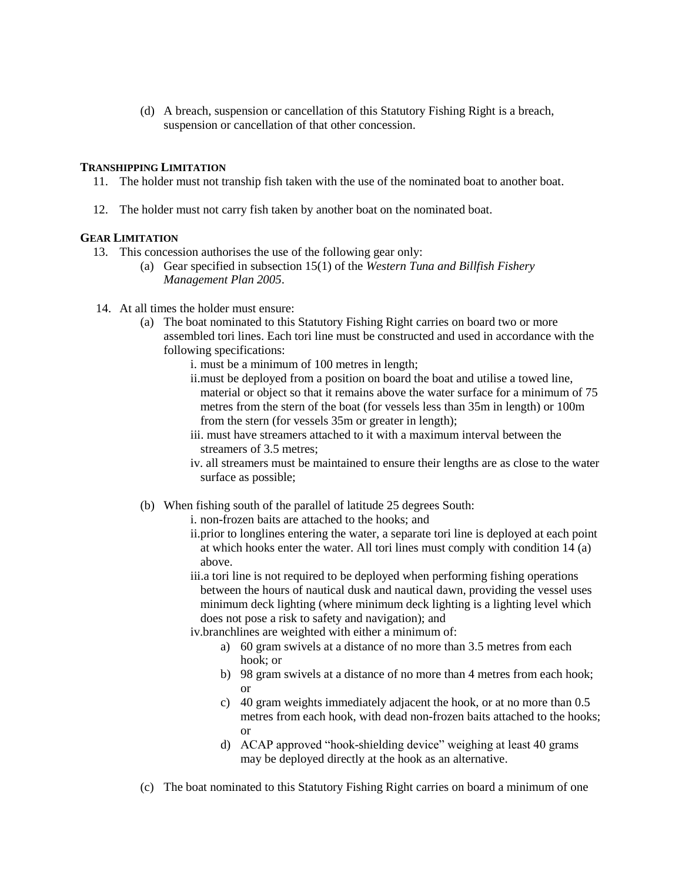(d) A breach, suspension or cancellation of this Statutory Fishing Right is a breach, suspension or cancellation of that other concession.

### TRANSHIPPING LIMITATION

11. The holder must not tranship fish taken with the use of the nominated boat to another boat.

12. The holder must not carry fish taken by another boat on the nominated boat.

### GEAR LIMITATION

13. This concession authorises the use of the following gear only:
    - (a) Gear specified in subsection 15(1) of the *Western Tuna and Billfish Fishery Management Plan 2005*.

14. At all times the holder must ensure:
    - (a) The boat nominated to this Statutory Fishing Right carries on board two or more assembled tori lines. Each tori line must be constructed and used in accordance with the following specifications:
        - i. must be a minimum of 100 metres in length;
        - ii. must be deployed from a position on board the boat and utilise a towed line, material or object so that it remains above the water surface for a minimum of 75 metres from the stern of the boat (for vessels less than 35m in length) or 100m from the stern (for vessels 35m or greater in length);
        - iii. must have streamers attached to it with a maximum interval between the streamers of 3.5 metres;
        - iv. all streamers must be maintained to ensure their lengths are as close to the water surface as possible;
    - (b) When fishing south of the parallel of latitude 25 degrees South:
        - i. non-frozen baits are attached to the hooks; and
        - ii. prior to longlines entering the water, a separate tori line is deployed at each point at which hooks enter the water. All tori lines must comply with condition 14 (a) above.
        - iii. a tori line is not required to be deployed when performing fishing operations between the hours of nautical dusk and nautical dawn, providing the vessel uses minimum deck lighting (where minimum deck lighting is a lighting level which does not pose a risk to safety and navigation); and
        - iv. branchlines are weighted with either a minimum of:
            - a) 60 gram swivels at a distance of no more than 3.5 metres from each hook; or
            - b) 98 gram swivels at a distance of no more than 4 metres from each hook; or
            - c) 40 gram weights immediately adjacent the hook, or at no more than 0.5 metres from each hook, with dead non-frozen baits attached to the hooks; or
            - d) ACAP approved "hook-shielding device" weighing at least 40 grams may be deployed directly at the hook as an alternative.
    - (c) The boat nominated to this Statutory Fishing Right carries on board a minimum of one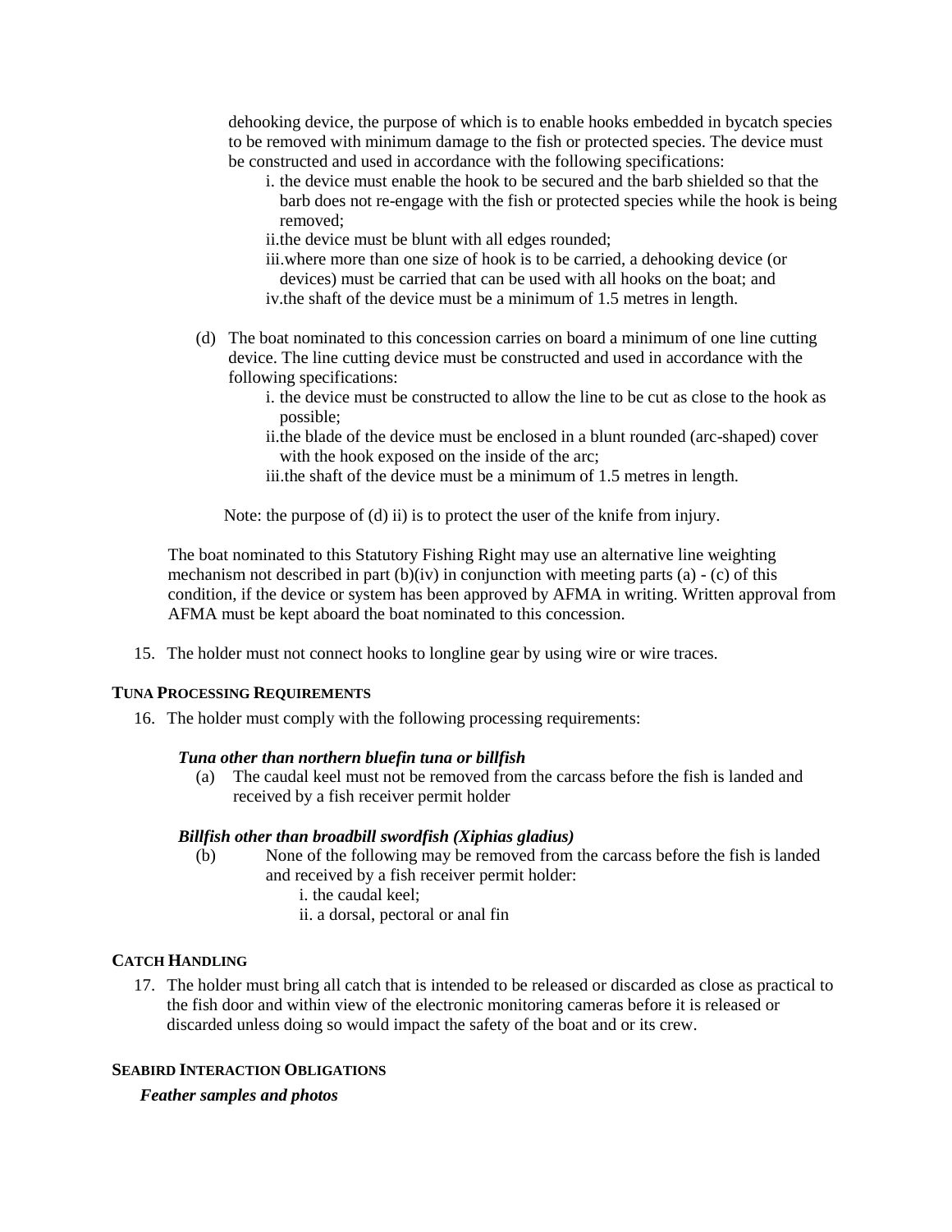dehooking device, the purpose of which is to enable hooks embedded in bycatch species to be removed with minimum damage to the fish or protected species. The device must be constructed and used in accordance with the following specifications:

   i. the device must enable the hook to be secured and the barb shielded so that the barb does not re-engage with the fish or protected species while the hook is being removed;
   ii. the device must be blunt with all edges rounded;
   iii. where more than one size of hook is to be carried, a dehooking device (or devices) must be carried that can be used with all hooks on the boat; and
   iv. the shaft of the device must be a minimum of 1.5 metres in length.

(d) The boat nominated to this concession carries on board a minimum of one line cutting device. The line cutting device must be constructed and used in accordance with the following specifications:

   i. the device must be constructed to allow the line to be cut as close to the hook as possible;
   ii. the blade of the device must be enclosed in a blunt rounded (arc-shaped) cover with the hook exposed on the inside of the arc;
   iii. the shaft of the device must be a minimum of 1.5 metres in length.

Note: the purpose of (d) ii) is to protect the user of the knife from injury.

The boat nominated to this Statutory Fishing Right may use an alternative line weighting mechanism not described in part (b)(iv) in conjunction with meeting parts (a) - (c) of this condition, if the device or system has been approved by AFMA in writing. Written approval from AFMA must be kept aboard the boat nominated to this concession.

15. The holder must not connect hooks to longline gear by using wire or wire traces.

**TUNA PROCESSING REQUIREMENTS**

16. The holder must comply with the following processing requirements:

***Tuna other than northern bluefin tuna or billfish***

(a) The caudal keel must not be removed from the carcass before the fish is landed and received by a fish receiver permit holder

***Billfish other than broadbill swordfish (Xiphias gladius)***

(b) None of the following may be removed from the carcass before the fish is landed and received by a fish receiver permit holder:

   i. the caudal keel;
   ii. a dorsal, pectoral or anal fin

**CATCH HANDLING**

17. The holder must bring all catch that is intended to be released or discarded as close as practical to the fish door and within view of the electronic monitoring cameras before it is released or discarded unless doing so would impact the safety of the boat and or its crew.

**SEABIRD INTERACTION OBLIGATIONS**

***Feather samples and photos***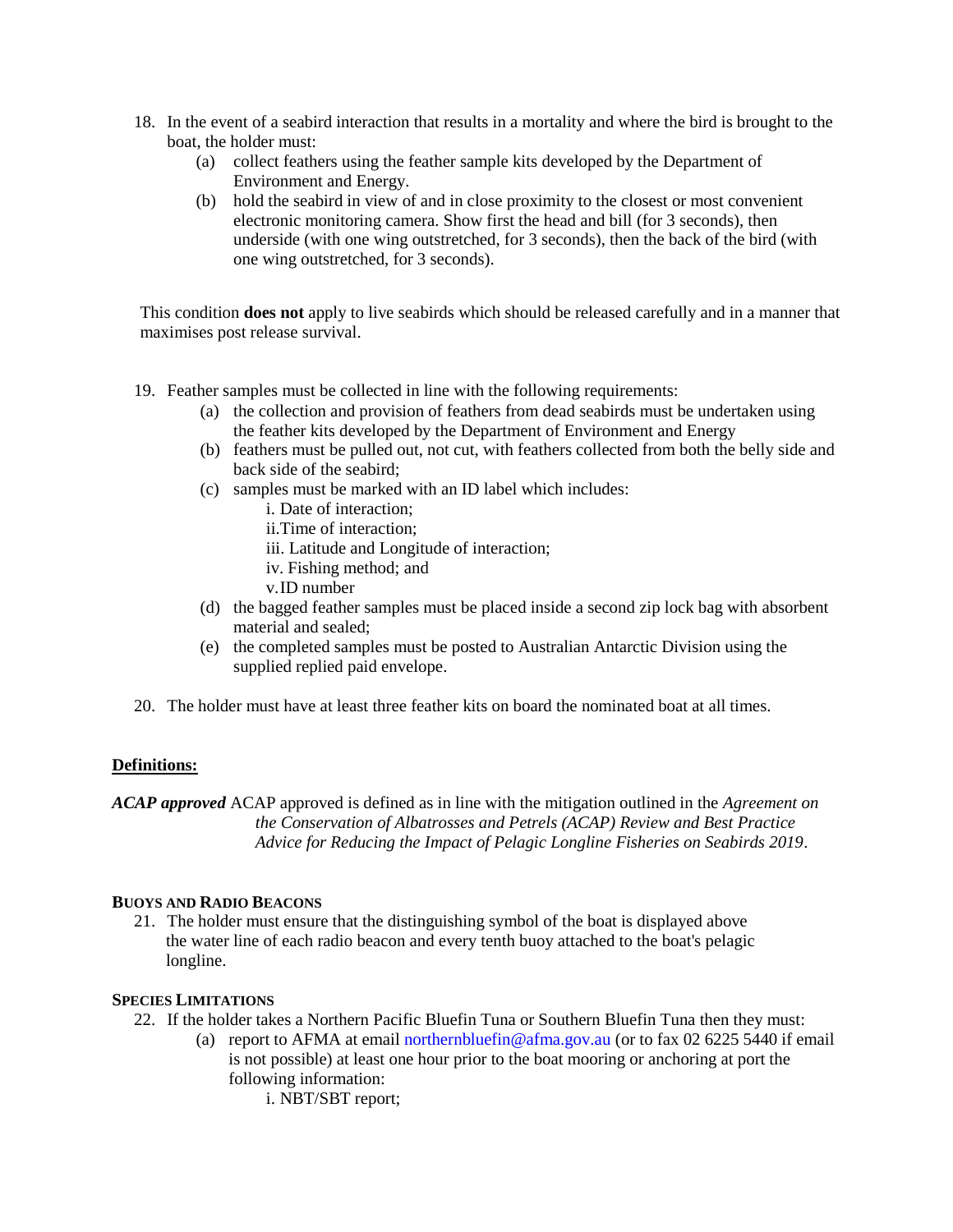18. In the event of a seabird interaction that results in a mortality and where the bird is brought to the boat, the holder must:
    (a) collect feathers using the feather sample kits developed by the Department of Environment and Energy.
    (b) hold the seabird in view of and in close proximity to the closest or most convenient electronic monitoring camera. Show first the head and bill (for 3 seconds), then underside (with one wing outstretched, for 3 seconds), then the back of the bird (with one wing outstretched, for 3 seconds).

This condition **does not** apply to live seabirds which should be released carefully and in a manner that maximises post release survival.

19. Feather samples must be collected in line with the following requirements:
    (a) the collection and provision of feathers from dead seabirds must be undertaken using the feather kits developed by the Department of Environment and Energy
    (b) feathers must be pulled out, not cut, with feathers collected from both the belly side and back side of the seabird;
    (c) samples must be marked with an ID label which includes:
        i. Date of interaction;
        ii. Time of interaction;
        iii. Latitude and Longitude of interaction;
        iv. Fishing method; and
        v. ID number
    (d) the bagged feather samples must be placed inside a second zip lock bag with absorbent material and sealed;
    (e) the completed samples must be posted to Australian Antarctic Division using the supplied replied paid envelope.

20. The holder must have at least three feather kits on board the nominated boat at all times.

**Definitions:**

***ACAP approved*** ACAP approved is defined as in line with the mitigation outlined in the *Agreement on the Conservation of Albatrosses and Petrels (ACAP) Review and Best Practice Advice for Reducing the Impact of Pelagic Longline Fisheries on Seabirds 2019*.

### BUOYS AND RADIO BEACONS

21. The holder must ensure that the distinguishing symbol of the boat is displayed above the water line of each radio beacon and every tenth buoy attached to the boat's pelagic longline.

### SPECIES LIMITATIONS

22. If the holder takes a Northern Pacific Bluefin Tuna or Southern Bluefin Tuna then they must:
    (a) report to AFMA at email northernbluefin@afma.gov.au (or to fax 02 6225 5440 if email is not possible) at least one hour prior to the boat mooring or anchoring at port the following information:
        i. NBT/SBT report;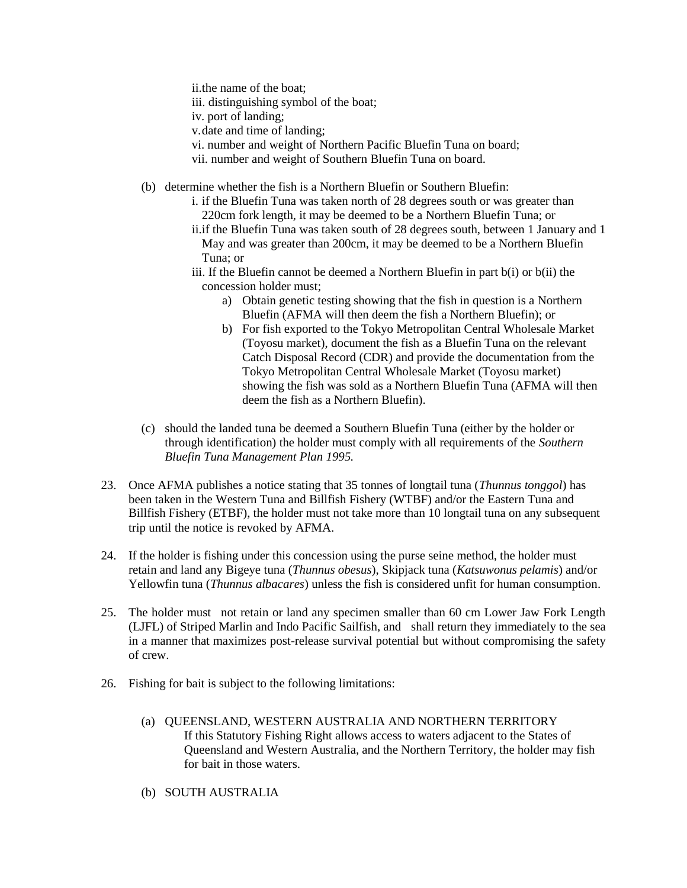ii. the name of the boat;
iii. distinguishing symbol of the boat;
iv. port of landing;
v. date and time of landing;
vi. number and weight of Northern Pacific Bluefin Tuna on board;
vii. number and weight of Southern Bluefin Tuna on board.

(b) determine whether the fish is a Northern Bluefin or Southern Bluefin:

   i. if the Bluefin Tuna was taken north of 28 degrees south or was greater than 220cm fork length, it may be deemed to be a Northern Bluefin Tuna; or
   ii. if the Bluefin Tuna was taken south of 28 degrees south, between 1 January and 1 May and was greater than 200cm, it may be deemed to be a Northern Bluefin Tuna; or
   iii. If the Bluefin cannot be deemed a Northern Bluefin in part b(i) or b(ii) the concession holder must;

      a) Obtain genetic testing showing that the fish in question is a Northern Bluefin (AFMA will then deem the fish a Northern Bluefin); or
      b) For fish exported to the Tokyo Metropolitan Central Wholesale Market (Toyosu market), document the fish as a Bluefin Tuna on the relevant Catch Disposal Record (CDR) and provide the documentation from the Tokyo Metropolitan Central Wholesale Market (Toyosu market) showing the fish was sold as a Northern Bluefin Tuna (AFMA will then deem the fish as a Northern Bluefin).

(c) should the landed tuna be deemed a Southern Bluefin Tuna (either by the holder or through identification) the holder must comply with all requirements of the *Southern Bluefin Tuna Management Plan 1995.*

23. Once AFMA publishes a notice stating that 35 tonnes of longtail tuna (*Thunnus tonggol*) has been taken in the Western Tuna and Billfish Fishery (WTBF) and/or the Eastern Tuna and Billfish Fishery (ETBF), the holder must not take more than 10 longtail tuna on any subsequent trip until the notice is revoked by AFMA.

24. If the holder is fishing under this concession using the purse seine method, the holder must retain and land any Bigeye tuna (*Thunnus obesus*), Skipjack tuna (*Katsuwonus pelamis*) and/or Yellowfin tuna (*Thunnus albacares*) unless the fish is considered unfit for human consumption.

25. The holder must not retain or land any specimen smaller than 60 cm Lower Jaw Fork Length (LJFL) of Striped Marlin and Indo Pacific Sailfish, and shall return they immediately to the sea in a manner that maximizes post-release survival potential but without compromising the safety of crew.

26. Fishing for bait is subject to the following limitations:

   (a) QUEENSLAND, WESTERN AUSTRALIA AND NORTHERN TERRITORY
   If this Statutory Fishing Right allows access to waters adjacent to the States of Queensland and Western Australia, and the Northern Territory, the holder may fish for bait in those waters.

   (b) SOUTH AUSTRALIA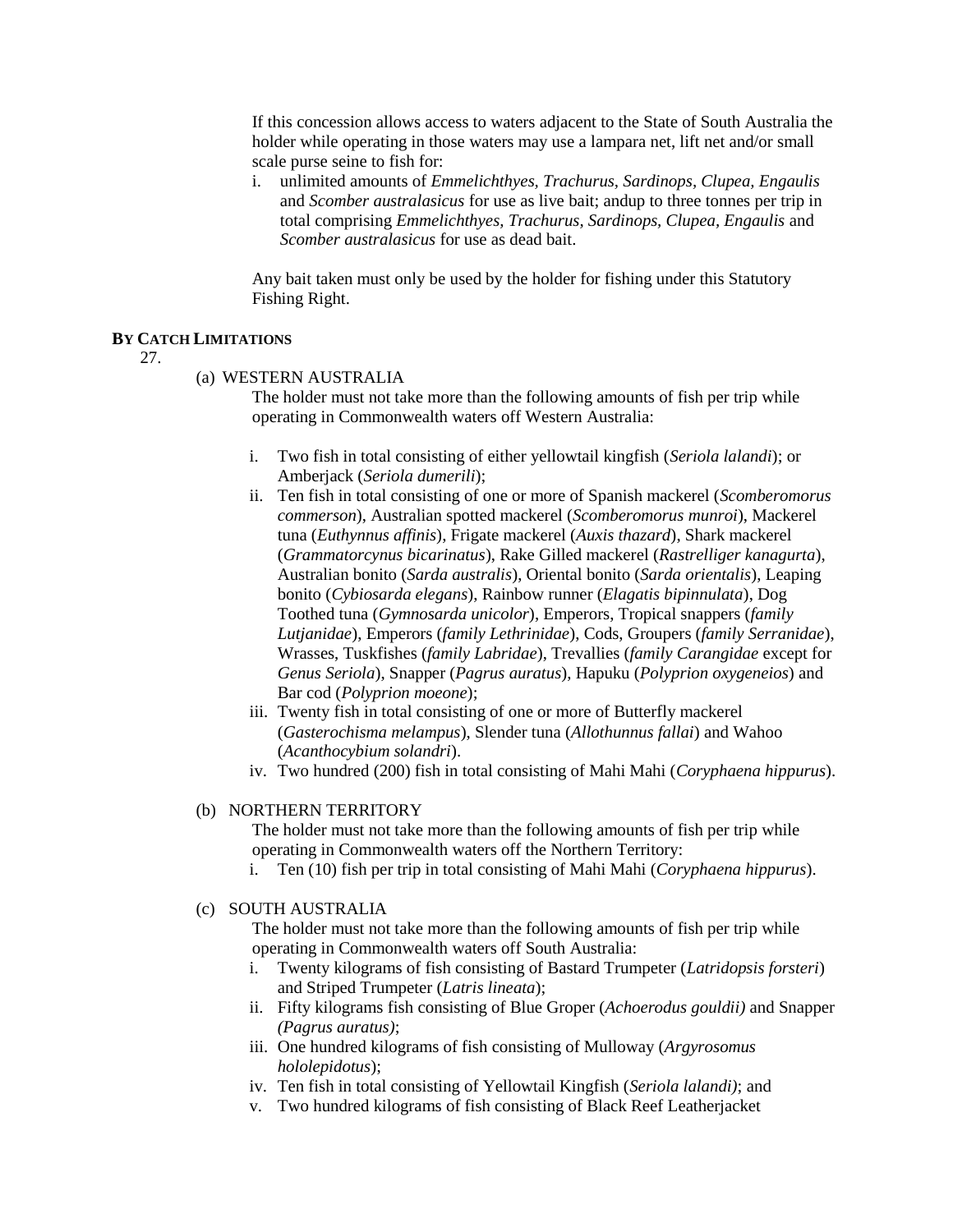If this concession allows access to waters adjacent to the State of South Australia the holder while operating in those waters may use a lampara net, lift net and/or small scale purse seine to fish for:

i. unlimited amounts of *Emmelichthyes, Trachurus, Sardinops, Clupea, Engaulis* and *Scomber australasicus* for use as live bait; andup to three tonnes per trip in total comprising *Emmelichthyes, Trachurus, Sardinops, Clupea, Engaulis* and *Scomber australasicus* for use as dead bait.

Any bait taken must only be used by the holder for fishing under this Statutory Fishing Right.

**BY CATCH LIMITATIONS**

27.

(a) WESTERN AUSTRALIA

The holder must not take more than the following amounts of fish per trip while operating in Commonwealth waters off Western Australia:

i. Two fish in total consisting of either yellowtail kingfish (*Seriola lalandi*); or Amberjack (*Seriola dumerili*);
ii. Ten fish in total consisting of one or more of Spanish mackerel (*Scomberomorus commerson*), Australian spotted mackerel (*Scomberomorus munroi*), Mackerel tuna (*Euthynnus affinis*), Frigate mackerel (*Auxis thazard*), Shark mackerel (*Grammatorcynus bicarinatus*), Rake Gilled mackerel (*Rastrelliger kanagurta*), Australian bonito (*Sarda australis*), Oriental bonito (*Sarda orientalis*), Leaping bonito (*Cybiosarda elegans*), Rainbow runner (*Elagatis bipinnulata*), Dog Toothed tuna (*Gymnosarda unicolor*), Emperors, Tropical snappers (*family Lutjanidae*), Emperors (*family Lethrinidae*), Cods, Groupers (*family Serranidae*), Wrasses, Tuskfishes (*family Labridae*), Trevallies (*family Carangidae* except for *Genus Seriola*), Snapper (*Pagrus auratus*), Hapuku (*Polyprion oxygeneios*) and Bar cod (*Polyprion moeone*);
iii. Twenty fish in total consisting of one or more of Butterfly mackerel (*Gasterochisma melampus*), Slender tuna (*Allothunnus fallai*) and Wahoo (*Acanthocybium solandri*).
iv. Two hundred (200) fish in total consisting of Mahi Mahi (*Coryphaena hippurus*).

(b) NORTHERN TERRITORY

The holder must not take more than the following amounts of fish per trip while operating in Commonwealth waters off the Northern Territory:

i. Ten (10) fish per trip in total consisting of Mahi Mahi (*Coryphaena hippurus*).

(c) SOUTH AUSTRALIA

The holder must not take more than the following amounts of fish per trip while operating in Commonwealth waters off South Australia:

i. Twenty kilograms of fish consisting of Bastard Trumpeter (*Latridopsis forsteri*) and Striped Trumpeter (*Latris lineata*);
ii. Fifty kilograms fish consisting of Blue Groper (*Achoerodus gouldii)* and Snapper *(Pagrus auratus)*;
iii. One hundred kilograms of fish consisting of Mulloway (*Argyrosomus hololepidotus*);
iv. Ten fish in total consisting of Yellowtail Kingfish (*Seriola lalandi)*; and
v. Two hundred kilograms of fish consisting of Black Reef Leatherjacket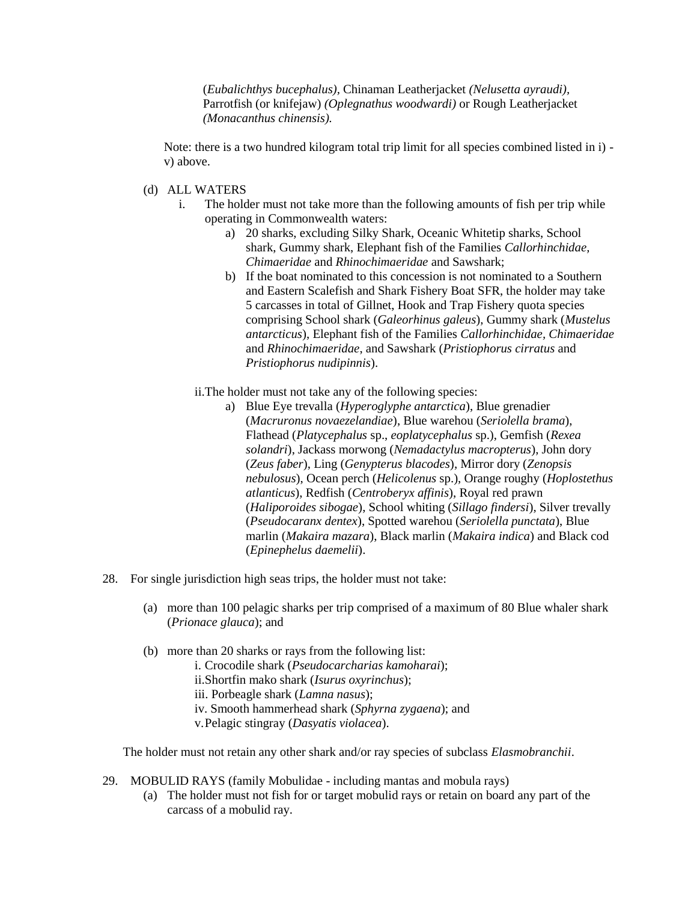(*Eubalichthys bucephalus)*, Chinaman Leatherjacket *(Nelusetta ayraudi)*, Parrotfish (or knifejaw) *(Oplegnathus woodwardi)* or Rough Leatherjacket *(Monacanthus chinensis).*

Note: there is a two hundred kilogram total trip limit for all species combined listed in i) - v) above.

(d) ALL WATERS

i. The holder must not take more than the following amounts of fish per trip while operating in Commonwealth waters:

a) 20 sharks, excluding Silky Shark, Oceanic Whitetip sharks, School shark, Gummy shark, Elephant fish of the Families *Callorhinchidae*, *Chimaeridae* and *Rhinochimaeridae* and Sawshark;

b) If the boat nominated to this concession is not nominated to a Southern and Eastern Scalefish and Shark Fishery Boat SFR, the holder may take 5 carcasses in total of Gillnet, Hook and Trap Fishery quota species comprising School shark (*Galeorhinus galeus*), Gummy shark (*Mustelus antarcticus*), Elephant fish of the Families *Callorhinchidae*, *Chimaeridae* and *Rhinochimaeridae*, and Sawshark (*Pristiophorus cirratus* and *Pristiophorus nudipinnis*).

ii. The holder must not take any of the following species:

a) Blue Eye trevalla (*Hyperoglyphe antarctica*), Blue grenadier (*Macruronus novaezelandiae*), Blue warehou (*Seriolella brama*), Flathead (*Platycephalus* sp., *eoplatycephalus* sp.), Gemfish (*Rexea solandri*), Jackass morwong (*Nemadactylus macropterus*), John dory (*Zeus faber*), Ling (*Genypterus blacodes*), Mirror dory (*Zenopsis nebulosus*), Ocean perch (*Helicolenus* sp.), Orange roughy (*Hoplostethus atlanticus*), Redfish (*Centroberyx affinis*), Royal red prawn (*Haliporoides sibogae*), School whiting (*Sillago findersi*), Silver trevally (*Pseudocaranx dentex*), Spotted warehou (*Seriolella punctata*), Blue marlin (*Makaira mazara*), Black marlin (*Makaira indica*) and Black cod (*Epinephelus daemelii*).

28. For single jurisdiction high seas trips, the holder must not take:

(a) more than 100 pelagic sharks per trip comprised of a maximum of 80 Blue whaler shark (*Prionace glauca*); and

(b) more than 20 sharks or rays from the following list:

i. Crocodile shark (*Pseudocarcharias kamoharai*);
ii. Shortfin mako shark (*Isurus oxyrinchus*);
iii. Porbeagle shark (*Lamna nasus*);
iv. Smooth hammerhead shark (*Sphyrna zygaena*); and
v. Pelagic stingray (*Dasyatis violacea*).

The holder must not retain any other shark and/or ray species of subclass *Elasmobranchii*.

29. MOBULID RAYS (family Mobulidae - including mantas and mobula rays)

(a) The holder must not fish for or target mobulid rays or retain on board any part of the carcass of a mobulid ray.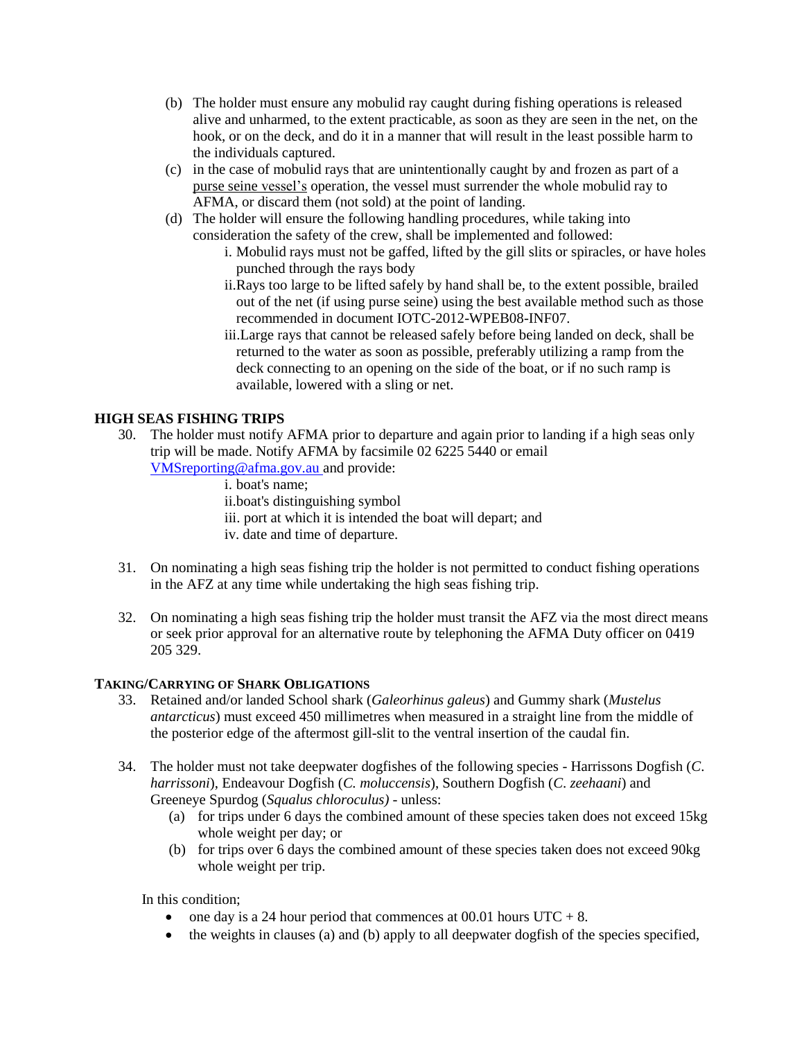(b) The holder must ensure any mobulid ray caught during fishing operations is released alive and unharmed, to the extent practicable, as soon as they are seen in the net, on the hook, or on the deck, and do it in a manner that will result in the least possible harm to the individuals captured.

(c) in the case of mobulid rays that are unintentionally caught by and frozen as part of a purse seine vessel's operation, the vessel must surrender the whole mobulid ray to AFMA, or discard them (not sold) at the point of landing.

(d) The holder will ensure the following handling procedures, while taking into consideration the safety of the crew, shall be implemented and followed:

i. Mobulid rays must not be gaffed, lifted by the gill slits or spiracles, or have holes punched through the rays body

ii. Rays too large to be lifted safely by hand shall be, to the extent possible, brailed out of the net (if using purse seine) using the best available method such as those recommended in document IOTC-2012-WPEB08-INF07.

iii. Large rays that cannot be released safely before being landed on deck, shall be returned to the water as soon as possible, preferably utilizing a ramp from the deck connecting to an opening on the side of the boat, or if no such ramp is available, lowered with a sling or net.

## HIGH SEAS FISHING TRIPS

30. The holder must notify AFMA prior to departure and again prior to landing if a high seas only trip will be made. Notify AFMA by facsimile 02 6225 5440 or email VMSreporting@afma.gov.au and provide:

    i. boat's name;

    ii. boat's distinguishing symbol

    iii. port at which it is intended the boat will depart; and

    iv. date and time of departure.

31. On nominating a high seas fishing trip the holder is not permitted to conduct fishing operations in the AFZ at any time while undertaking the high seas fishing trip.

32. On nominating a high seas fishing trip the holder must transit the AFZ via the most direct means or seek prior approval for an alternative route by telephoning the AFMA Duty officer on 0419 205 329.

### TAKING/CARRYING OF SHARK OBLIGATIONS

33. Retained and/or landed School shark (*Galeorhinus galeus*) and Gummy shark (*Mustelus antarcticus*) must exceed 450 millimetres when measured in a straight line from the middle of the posterior edge of the aftermost gill-slit to the ventral insertion of the caudal fin.

34. The holder must not take deepwater dogfishes of the following species - Harrissons Dogfish (*C. harrissoni*), Endeavour Dogfish (*C. moluccensis*), Southern Dogfish (*C. zeehaani*) and Greeneye Spurdog (*Squalus chloroculus)* - unless:

    (a) for trips under 6 days the combined amount of these species taken does not exceed 15kg whole weight per day; or

    (b) for trips over 6 days the combined amount of these species taken does not exceed 90kg whole weight per trip.

In this condition;

- one day is a 24 hour period that commences at 00.01 hours UTC + 8.
- the weights in clauses (a) and (b) apply to all deepwater dogfish of the species specified,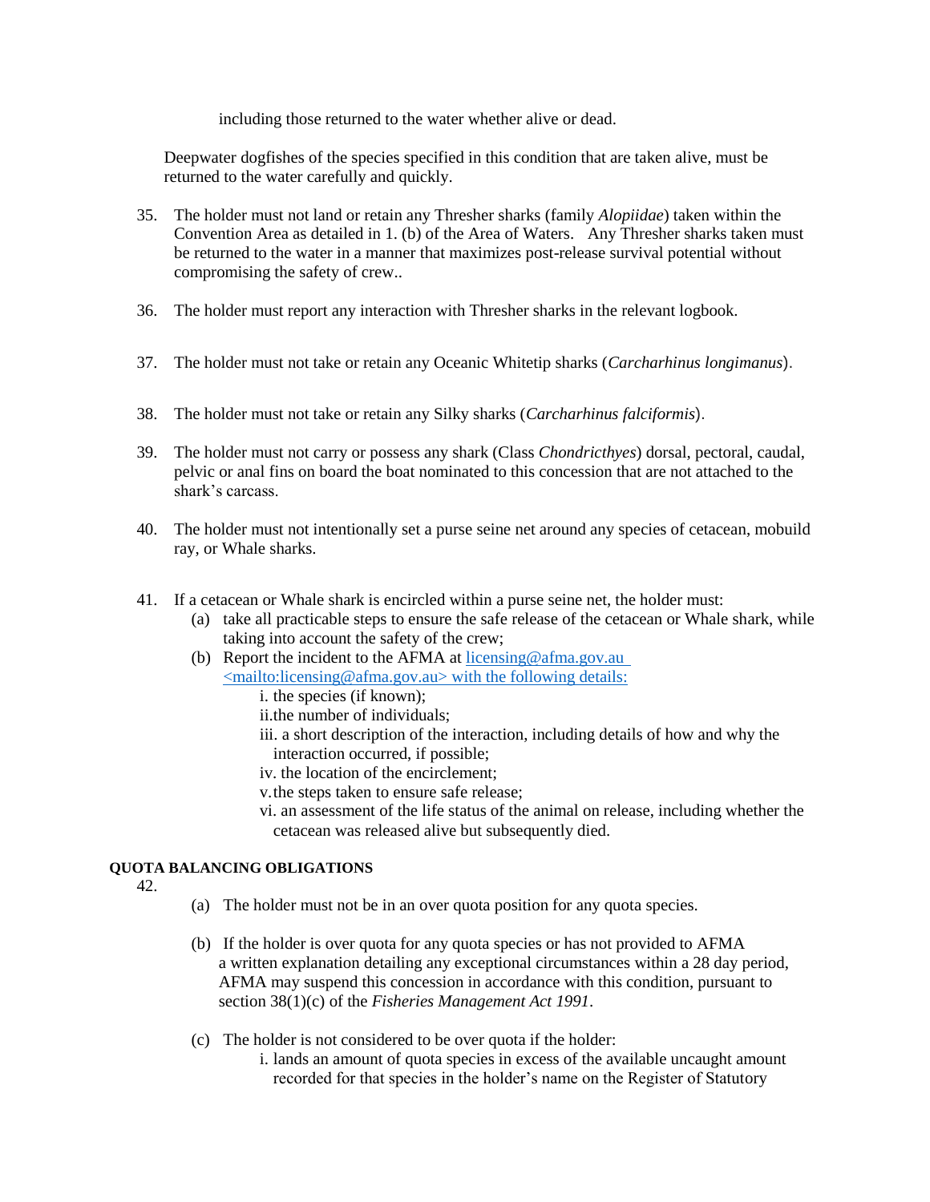including those returned to the water whether alive or dead.

Deepwater dogfishes of the species specified in this condition that are taken alive, must be returned to the water carefully and quickly.

35. The holder must not land or retain any Thresher sharks (family *Alopiidae*) taken within the Convention Area as detailed in 1. (b) of the Area of Waters. Any Thresher sharks taken must be returned to the water in a manner that maximizes post-release survival potential without compromising the safety of crew..

36. The holder must report any interaction with Thresher sharks in the relevant logbook.

37. The holder must not take or retain any Oceanic Whitetip sharks (*Carcharhinus longimanus*).

38. The holder must not take or retain any Silky sharks (*Carcharhinus falciformis*).

39. The holder must not carry or possess any shark (Class *Chondricthyes*) dorsal, pectoral, caudal, pelvic or anal fins on board the boat nominated to this concession that are not attached to the shark's carcass.

40. The holder must not intentionally set a purse seine net around any species of cetacean, mobuild ray, or Whale sharks.

41. If a cetacean or Whale shark is encircled within a purse seine net, the holder must:
    (a) take all practicable steps to ensure the safe release of the cetacean or Whale shark, while taking into account the safety of the crew;
    (b) Report the incident to the AFMA at licensing@afma.gov.au <mailto:licensing@afma.gov.au> with the following details:
        i. the species (if known);
        ii. the number of individuals;
        iii. a short description of the interaction, including details of how and why the interaction occurred, if possible;
        iv. the location of the encirclement;
        v. the steps taken to ensure safe release;
        vi. an assessment of the life status of the animal on release, including whether the cetacean was released alive but subsequently died.

**QUOTA BALANCING OBLIGATIONS**

42.
    (a) The holder must not be in an over quota position for any quota species.

    (b) If the holder is over quota for any quota species or has not provided to AFMA a written explanation detailing any exceptional circumstances within a 28 day period, AFMA may suspend this concession in accordance with this condition, pursuant to section 38(1)(c) of the *Fisheries Management Act 1991*.

    (c) The holder is not considered to be over quota if the holder:
        i. lands an amount of quota species in excess of the available uncaught amount recorded for that species in the holder's name on the Register of Statutory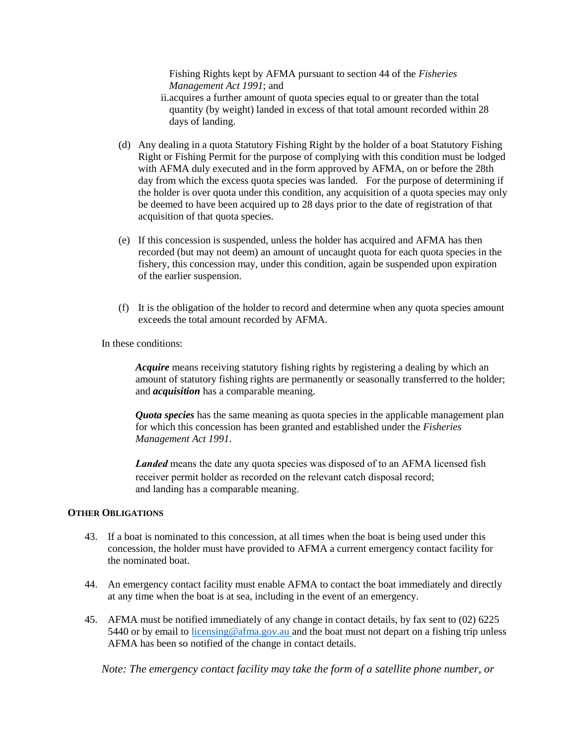Fishing Rights kept by AFMA pursuant to section 44 of the *Fisheries Management Act 1991*; and

ii. acquires a further amount of quota species equal to or greater than the total quantity (by weight) landed in excess of that total amount recorded within 28 days of landing.

(d) Any dealing in a quota Statutory Fishing Right by the holder of a boat Statutory Fishing Right or Fishing Permit for the purpose of complying with this condition must be lodged with AFMA duly executed and in the form approved by AFMA, on or before the 28th day from which the excess quota species was landed. For the purpose of determining if the holder is over quota under this condition, any acquisition of a quota species may only be deemed to have been acquired up to 28 days prior to the date of registration of that acquisition of that quota species.

(e) If this concession is suspended, unless the holder has acquired and AFMA has then recorded (but may not deem) an amount of uncaught quota for each quota species in the fishery, this concession may, under this condition, again be suspended upon expiration of the earlier suspension.

(f) It is the obligation of the holder to record and determine when any quota species amount exceeds the total amount recorded by AFMA.

In these conditions:

***Acquire*** means receiving statutory fishing rights by registering a dealing by which an amount of statutory fishing rights are permanently or seasonally transferred to the holder; and ***acquisition*** has a comparable meaning.

***Quota species*** has the same meaning as quota species in the applicable management plan for which this concession has been granted and established under the *Fisheries Management Act 1991*.

***Landed*** means the date any quota species was disposed of to an AFMA licensed fish receiver permit holder as recorded on the relevant catch disposal record; and landing has a comparable meaning.

**OTHER OBLIGATIONS**

43. If a boat is nominated to this concession, at all times when the boat is being used under this concession, the holder must have provided to AFMA a current emergency contact facility for the nominated boat.

44. An emergency contact facility must enable AFMA to contact the boat immediately and directly at any time when the boat is at sea, including in the event of an emergency.

45. AFMA must be notified immediately of any change in contact details, by fax sent to (02) 6225 5440 or by email to licensing@afma.gov.au and the boat must not depart on a fishing trip unless AFMA has been so notified of the change in contact details.

*Note: The emergency contact facility may take the form of a satellite phone number, or*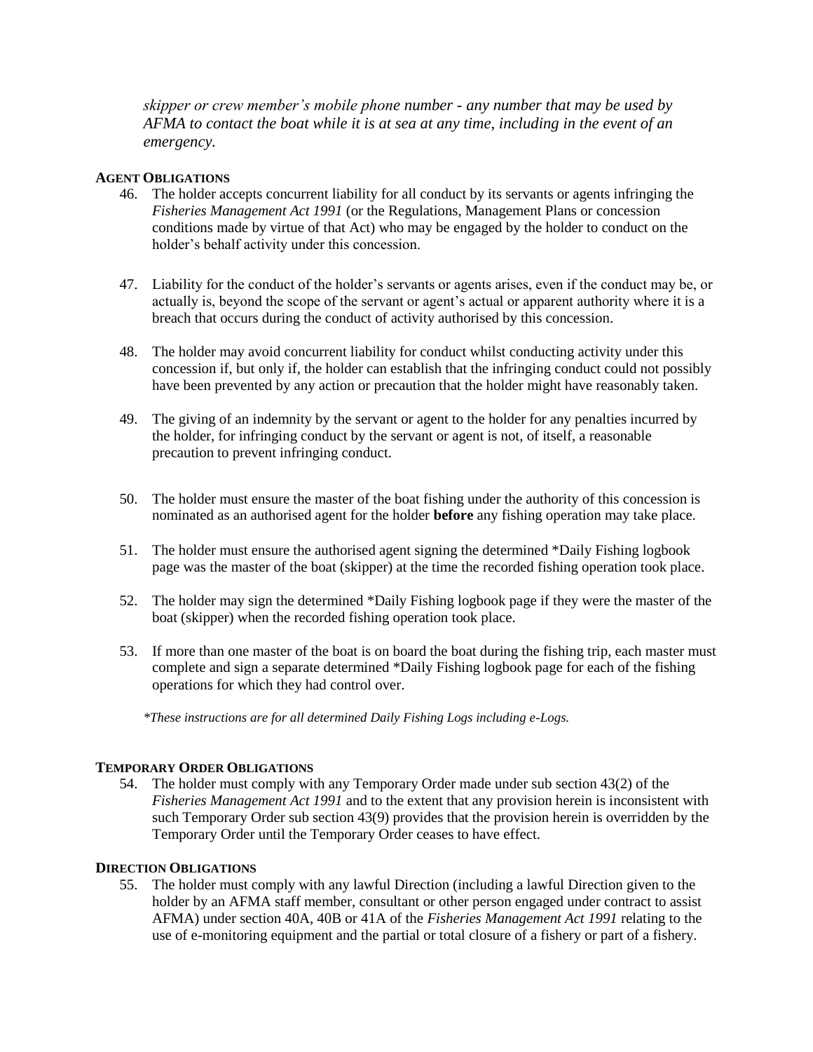*skipper or crew member's mobile phone number - any number that may be used by AFMA to contact the boat while it is at sea at any time, including in the event of an emergency.*

### AGENT OBLIGATIONS

46. The holder accepts concurrent liability for all conduct by its servants or agents infringing the *Fisheries Management Act 1991* (or the Regulations, Management Plans or concession conditions made by virtue of that Act) who may be engaged by the holder to conduct on the holder's behalf activity under this concession.

47. Liability for the conduct of the holder's servants or agents arises, even if the conduct may be, or actually is, beyond the scope of the servant or agent's actual or apparent authority where it is a breach that occurs during the conduct of activity authorised by this concession.

48. The holder may avoid concurrent liability for conduct whilst conducting activity under this concession if, but only if, the holder can establish that the infringing conduct could not possibly have been prevented by any action or precaution that the holder might have reasonably taken.

49. The giving of an indemnity by the servant or agent to the holder for any penalties incurred by the holder, for infringing conduct by the servant or agent is not, of itself, a reasonable precaution to prevent infringing conduct.

50. The holder must ensure the master of the boat fishing under the authority of this concession is nominated as an authorised agent for the holder **before** any fishing operation may take place.

51. The holder must ensure the authorised agent signing the determined *Daily Fishing logbook page was the master of the boat (skipper) at the time the recorded fishing operation took place.

52. The holder may sign the determined *Daily Fishing logbook page if they were the master of the boat (skipper) when the recorded fishing operation took place.

53. If more than one master of the boat is on board the boat during the fishing trip, each master must complete and sign a separate determined *Daily Fishing logbook page for each of the fishing operations for which they had control over.

*\*These instructions are for all determined Daily Fishing Logs including e-Logs.*

### TEMPORARY ORDER OBLIGATIONS

54. The holder must comply with any Temporary Order made under sub section 43(2) of the *Fisheries Management Act 1991* and to the extent that any provision herein is inconsistent with such Temporary Order sub section 43(9) provides that the provision herein is overridden by the Temporary Order until the Temporary Order ceases to have effect.

### DIRECTION OBLIGATIONS

55. The holder must comply with any lawful Direction (including a lawful Direction given to the holder by an AFMA staff member, consultant or other person engaged under contract to assist AFMA) under section 40A, 40B or 41A of the *Fisheries Management Act 1991* relating to the use of e-monitoring equipment and the partial or total closure of a fishery or part of a fishery.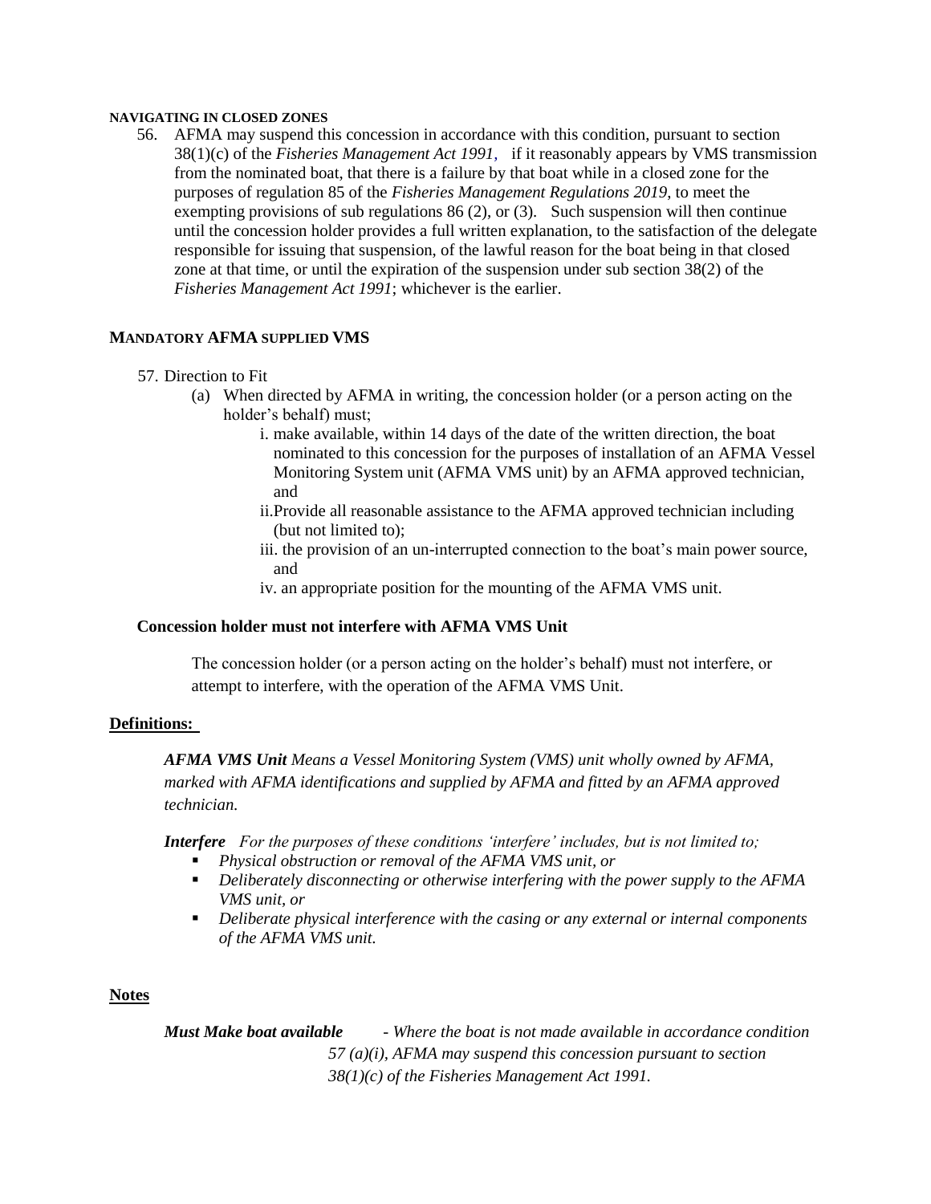#### NAVIGATING IN CLOSED ZONES

56. AFMA may suspend this concession in accordance with this condition, pursuant to section 38(1)(c) of the *Fisheries Management Act 1991*, if it reasonably appears by VMS transmission from the nominated boat, that there is a failure by that boat while in a closed zone for the purposes of regulation 85 of the *Fisheries Management Regulations 2019*, to meet the exempting provisions of sub regulations 86 (2), or (3). Such suspension will then continue until the concession holder provides a full written explanation, to the satisfaction of the delegate responsible for issuing that suspension, of the lawful reason for the boat being in that closed zone at that time, or until the expiration of the suspension under sub section 38(2) of the *Fisheries Management Act 1991*; whichever is the earlier.

#### MANDATORY AFMA SUPPLIED VMS

57. Direction to Fit
    - (a) When directed by AFMA in writing, the concession holder (or a person acting on the holder's behalf) must;
        - i. make available, within 14 days of the date of the written direction, the boat nominated to this concession for the purposes of installation of an AFMA Vessel Monitoring System unit (AFMA VMS unit) by an AFMA approved technician, and
        - ii. Provide all reasonable assistance to the AFMA approved technician including (but not limited to);
        - iii. the provision of an un-interrupted connection to the boat's main power source, and
        - iv. an appropriate position for the mounting of the AFMA VMS unit.

**Concession holder must not interfere with AFMA VMS Unit**

The concession holder (or a person acting on the holder's behalf) must not interfere, or attempt to interfere, with the operation of the AFMA VMS Unit.

**Definitions:**

***AFMA VMS Unit*** *Means a Vessel Monitoring System (VMS) unit wholly owned by AFMA, marked with AFMA identifications and supplied by AFMA and fitted by an AFMA approved technician.*

***Interfere*** *For the purposes of these conditions 'interfere' includes, but is not limited to;*

- *Physical obstruction or removal of the AFMA VMS unit, or*
- *Deliberately disconnecting or otherwise interfering with the power supply to the AFMA VMS unit, or*
- *Deliberate physical interference with the casing or any external or internal components of the AFMA VMS unit.*

**Notes**

***Must Make boat available*** - *Where the boat is not made available in accordance condition 57 (a)(i), AFMA may suspend this concession pursuant to section 38(1)(c) of the Fisheries Management Act 1991.*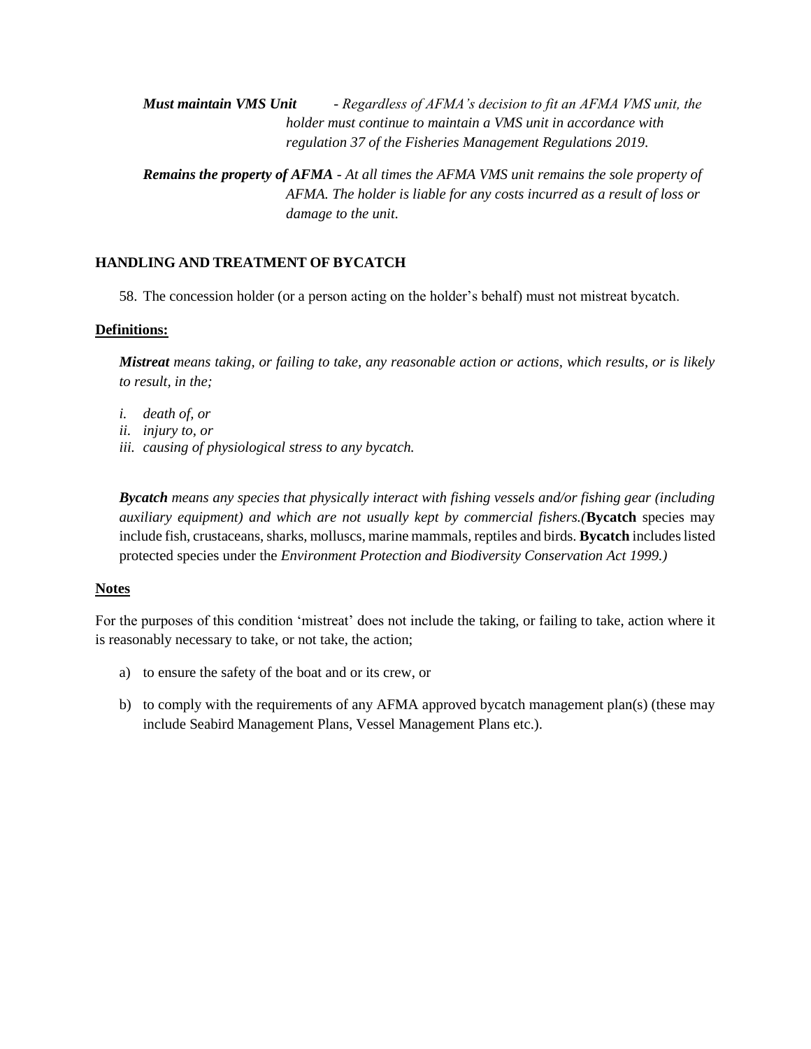***Must maintain VMS Unit*** - *Regardless of AFMA's decision to fit an AFMA VMS unit, the holder must continue to maintain a VMS unit in accordance with regulation 37 of the Fisheries Management Regulations 2019.*

***Remains the property of AFMA*** - *At all times the AFMA VMS unit remains the sole property of AFMA. The holder is liable for any costs incurred as a result of loss or damage to the unit.*

## HANDLING AND TREATMENT OF BYCATCH

58. The concession holder (or a person acting on the holder's behalf) must not mistreat bycatch.

**Definitions:**

***Mistreat*** *means taking, or failing to take, any reasonable action or actions, which results, or is likely to result, in the;*

*i. death of, or*
*ii. injury to, or*
*iii. causing of physiological stress to any bycatch.*

***Bycatch*** *means any species that physically interact with fishing vessels and/or fishing gear (including auxiliary equipment) and which are not usually kept by commercial fishers.(***Bycatch** species may include fish, crustaceans, sharks, molluscs, marine mammals, reptiles and birds. **Bycatch** includes listed protected species under the *Environment Protection and Biodiversity Conservation Act 1999.)*

**Notes**

For the purposes of this condition 'mistreat' does not include the taking, or failing to take, action where it is reasonably necessary to take, or not take, the action;

a) to ensure the safety of the boat and or its crew, or

b) to comply with the requirements of any AFMA approved bycatch management plan(s) (these may include Seabird Management Plans, Vessel Management Plans etc.).